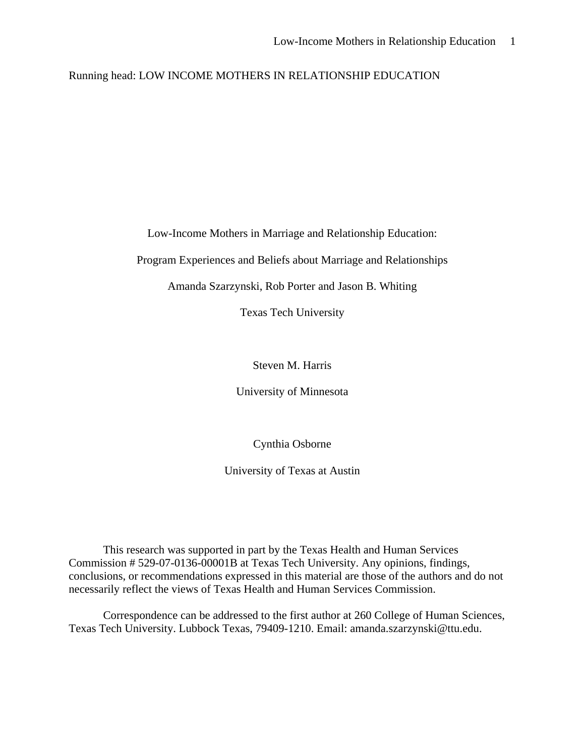Running head: LOW INCOME MOTHERS IN RELATIONSHIP EDUCATION

# Low-Income Mothers in Marriage and Relationship Education: Program Experiences and Beliefs about Marriage and Relationships

Amanda Szarzynski, Rob Porter and Jason B. Whiting

Texas Tech University

Steven M. Harris

University of Minnesota

Cynthia Osborne

University of Texas at Austin

This research was supported in part by the Texas Health and Human Services Commission # 529-07-0136-00001B at Texas Tech University. Any opinions, findings, conclusions, or recommendations expressed in this material are those of the authors and do not necessarily reflect the views of Texas Health and Human Services Commission.

Correspondence can be addressed to the first author at 260 College of Human Sciences, Texas Tech University. Lubbock Texas, 79409-1210. Email: amanda.szarzynski@ttu.edu.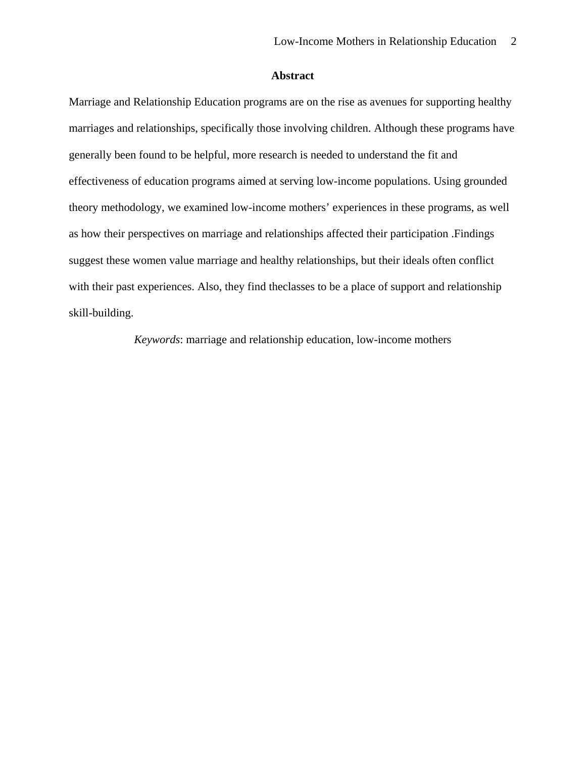# Abstract

Marriage and Relationship Education programs are on the rise as avenues for supporting healthy marriages and relationships, specifically those involving children. Although these programs have generally been found to be helpful, more research is needed to understand the fit and effectiveness of education programs aimed at serving low-income populations. Using grounded theory methodology, we examined low-income mothers' experiences in these programs, as well as how their perspectives on marriage and relationships affected their participation .Findings suggest these women value marriage and healthy relationships, but their ideals often conflict with their past experiences. Also, they find theclasses to be a place of support and relationship skill-building.

*Keywords*: marriage and relationship education, low-income mothers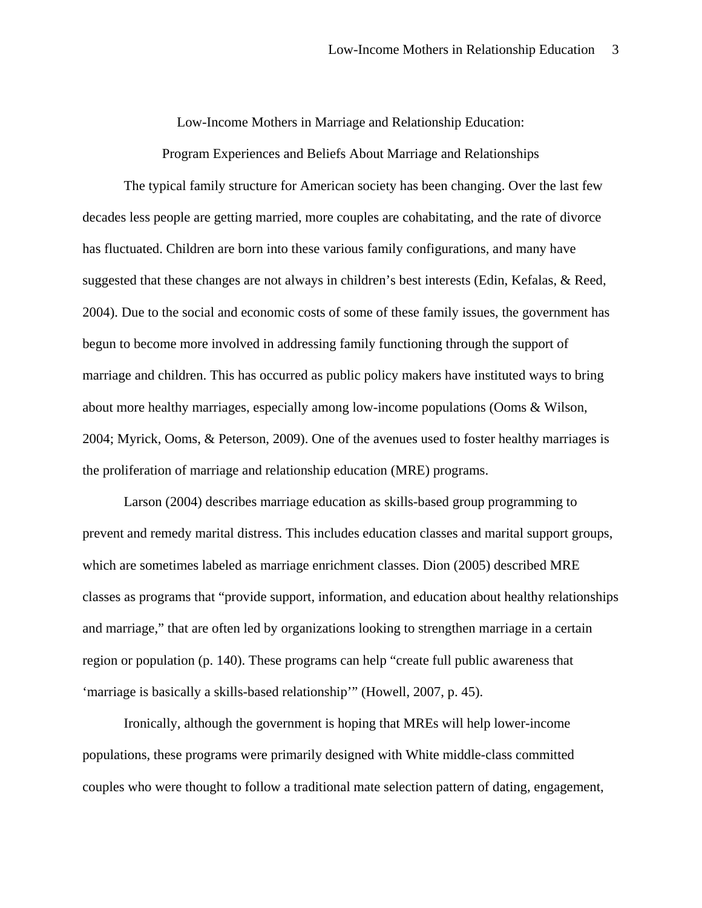# Low-Income Mothers in Marriage and Relationship Education:

## Program Experiences and Beliefs About Marriage and Relationships

The typical family structure for American society has been changing. Over the last few decades less people are getting married, more couples are cohabitating, and the rate of divorce has fluctuated. Children are born into these various family configurations, and many have suggested that these changes are not always in children's best interests (Edin, Kefalas, & Reed, 2004). Due to the social and economic costs of some of these family issues, the government has begun to become more involved in addressing family functioning through the support of marriage and children. This has occurred as public policy makers have instituted ways to bring about more healthy marriages, especially among low-income populations (Ooms & Wilson, 2004; Myrick, Ooms, & Peterson, 2009). One of the avenues used to foster healthy marriages is the proliferation of marriage and relationship education (MRE) programs.

Larson (2004) describes marriage education as skills-based group programming to prevent and remedy marital distress. This includes education classes and marital support groups, which are sometimes labeled as marriage enrichment classes. Dion (2005) described MRE classes as programs that "provide support, information, and education about healthy relationships and marriage," that are often led by organizations looking to strengthen marriage in a certain region or population (p. 140). These programs can help "create full public awareness that 'marriage is basically a skills-based relationship'" (Howell, 2007, p. 45).

Ironically, although the government is hoping that MREs will help lower-income populations, these programs were primarily designed with White middle-class committed couples who were thought to follow a traditional mate selection pattern of dating, engagement,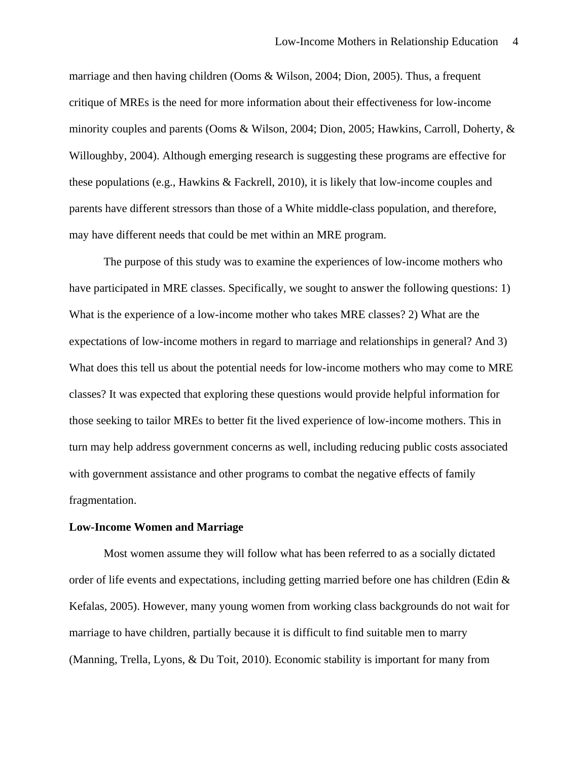marriage and then having children (Ooms & Wilson, 2004; Dion, 2005). Thus, a frequent critique of MREs is the need for more information about their effectiveness for low-income minority couples and parents (Ooms & Wilson, 2004; Dion, 2005; Hawkins, Carroll, Doherty, & Willoughby, 2004). Although emerging research is suggesting these programs are effective for these populations (e.g., Hawkins & Fackrell, 2010), it is likely that low-income couples and parents have different stressors than those of a White middle-class population, and therefore, may have different needs that could be met within an MRE program.

The purpose of this study was to examine the experiences of low-income mothers who have participated in MRE classes. Specifically, we sought to answer the following questions: 1) What is the experience of a low-income mother who takes MRE classes? 2) What are the expectations of low-income mothers in regard to marriage and relationships in general? And 3) What does this tell us about the potential needs for low-income mothers who may come to MRE classes? It was expected that exploring these questions would provide helpful information for those seeking to tailor MREs to better fit the lived experience of low-income mothers. This in turn may help address government concerns as well, including reducing public costs associated with government assistance and other programs to combat the negative effects of family fragmentation.

**Low-Income Women and Marriage**

Most women assume they will follow what has been referred to as a socially dictated order of life events and expectations, including getting married before one has children (Edin & Kefalas, 2005). However, many young women from working class backgrounds do not wait for marriage to have children, partially because it is difficult to find suitable men to marry (Manning, Trella, Lyons, & Du Toit, 2010). Economic stability is important for many from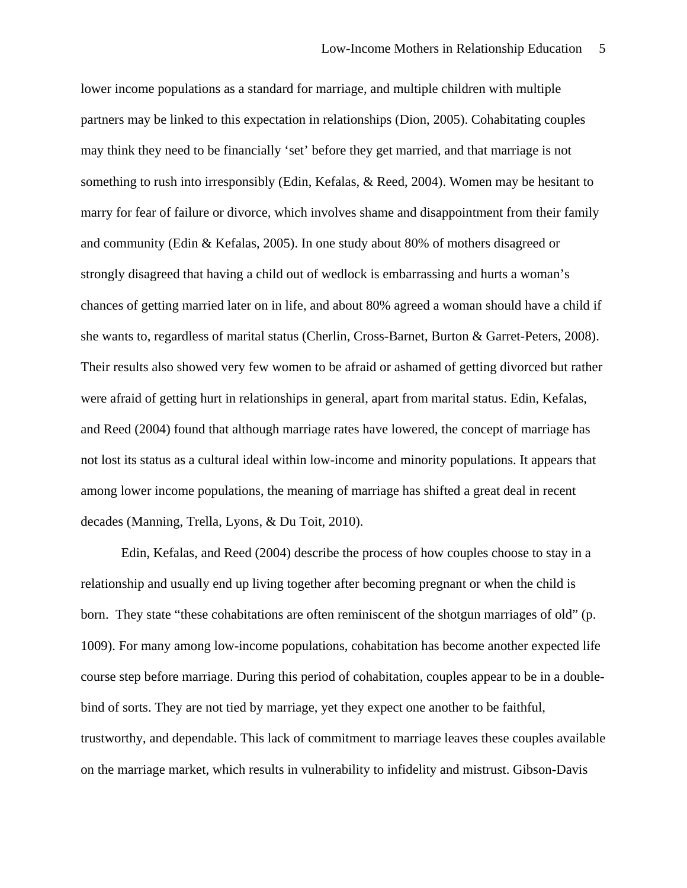lower income populations as a standard for marriage, and multiple children with multiple partners may be linked to this expectation in relationships (Dion, 2005). Cohabitating couples may think they need to be financially 'set' before they get married, and that marriage is not something to rush into irresponsibly (Edin, Kefalas, & Reed, 2004). Women may be hesitant to marry for fear of failure or divorce, which involves shame and disappointment from their family and community (Edin & Kefalas, 2005). In one study about 80% of mothers disagreed or strongly disagreed that having a child out of wedlock is embarrassing and hurts a woman's chances of getting married later on in life, and about 80% agreed a woman should have a child if she wants to, regardless of marital status (Cherlin, Cross-Barnet, Burton & Garret-Peters, 2008). Their results also showed very few women to be afraid or ashamed of getting divorced but rather were afraid of getting hurt in relationships in general, apart from marital status. Edin, Kefalas, and Reed (2004) found that although marriage rates have lowered, the concept of marriage has not lost its status as a cultural ideal within low-income and minority populations. It appears that among lower income populations, the meaning of marriage has shifted a great deal in recent decades (Manning, Trella, Lyons, & Du Toit, 2010).

Edin, Kefalas, and Reed (2004) describe the process of how couples choose to stay in a relationship and usually end up living together after becoming pregnant or when the child is born. They state "these cohabitations are often reminiscent of the shotgun marriages of old" (p. 1009). For many among low-income populations, cohabitation has become another expected life course step before marriage. During this period of cohabitation, couples appear to be in a double-bind of sorts. They are not tied by marriage, yet they expect one another to be faithful, trustworthy, and dependable. This lack of commitment to marriage leaves these couples available on the marriage market, which results in vulnerability to infidelity and mistrust. Gibson-Davis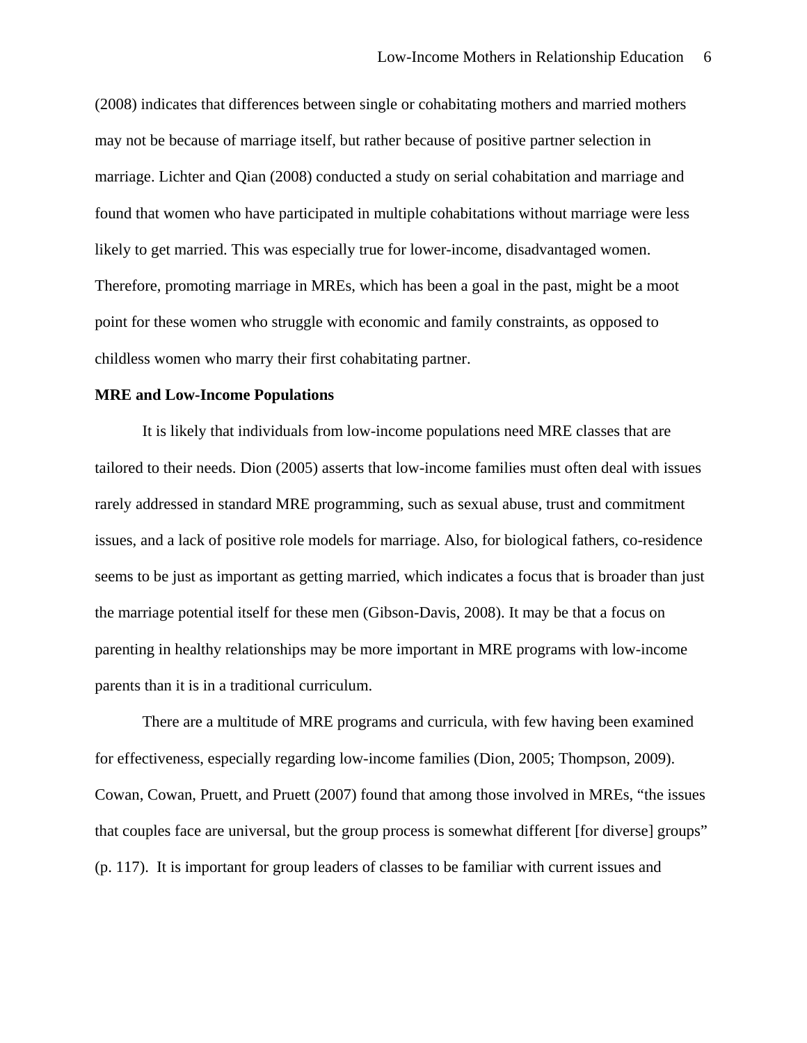(2008) indicates that differences between single or cohabitating mothers and married mothers may not be because of marriage itself, but rather because of positive partner selection in marriage. Lichter and Qian (2008) conducted a study on serial cohabitation and marriage and found that women who have participated in multiple cohabitations without marriage were less likely to get married. This was especially true for lower-income, disadvantaged women. Therefore, promoting marriage in MREs, which has been a goal in the past, might be a moot point for these women who struggle with economic and family constraints, as opposed to childless women who marry their first cohabitating partner.

**MRE and Low-Income Populations**

It is likely that individuals from low-income populations need MRE classes that are tailored to their needs. Dion (2005) asserts that low-income families must often deal with issues rarely addressed in standard MRE programming, such as sexual abuse, trust and commitment issues, and a lack of positive role models for marriage. Also, for biological fathers, co-residence seems to be just as important as getting married, which indicates a focus that is broader than just the marriage potential itself for these men (Gibson-Davis, 2008). It may be that a focus on parenting in healthy relationships may be more important in MRE programs with low-income parents than it is in a traditional curriculum.

There are a multitude of MRE programs and curricula, with few having been examined for effectiveness, especially regarding low-income families (Dion, 2005; Thompson, 2009). Cowan, Cowan, Pruett, and Pruett (2007) found that among those involved in MREs, "the issues that couples face are universal, but the group process is somewhat different [for diverse] groups" (p. 117). It is important for group leaders of classes to be familiar with current issues and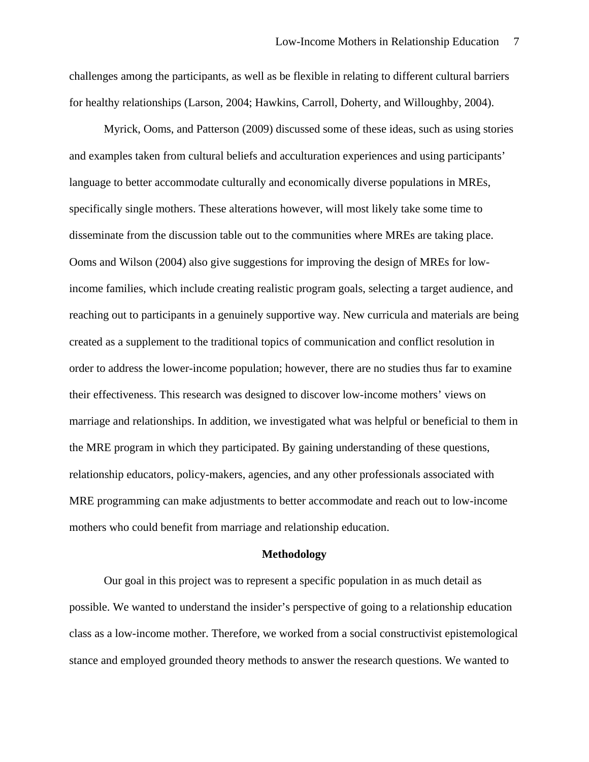challenges among the participants, as well as be flexible in relating to different cultural barriers for healthy relationships (Larson, 2004; Hawkins, Carroll, Doherty, and Willoughby, 2004).

Myrick, Ooms, and Patterson (2009) discussed some of these ideas, such as using stories and examples taken from cultural beliefs and acculturation experiences and using participants' language to better accommodate culturally and economically diverse populations in MREs, specifically single mothers. These alterations however, will most likely take some time to disseminate from the discussion table out to the communities where MREs are taking place. Ooms and Wilson (2004) also give suggestions for improving the design of MREs for low-income families, which include creating realistic program goals, selecting a target audience, and reaching out to participants in a genuinely supportive way. New curricula and materials are being created as a supplement to the traditional topics of communication and conflict resolution in order to address the lower-income population; however, there are no studies thus far to examine their effectiveness. This research was designed to discover low-income mothers' views on marriage and relationships. In addition, we investigated what was helpful or beneficial to them in the MRE program in which they participated. By gaining understanding of these questions, relationship educators, policy-makers, agencies, and any other professionals associated with MRE programming can make adjustments to better accommodate and reach out to low-income mothers who could benefit from marriage and relationship education.

## Methodology

Our goal in this project was to represent a specific population in as much detail as possible. We wanted to understand the insider's perspective of going to a relationship education class as a low-income mother. Therefore, we worked from a social constructivist epistemological stance and employed grounded theory methods to answer the research questions. We wanted to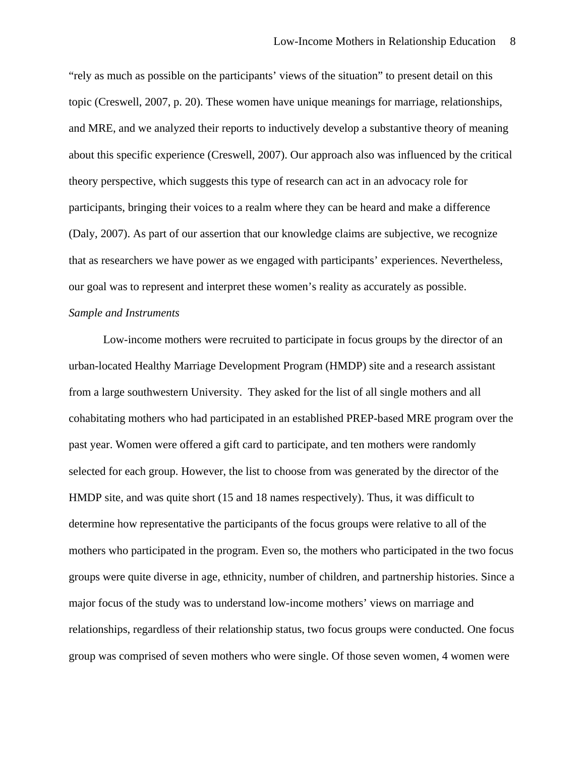"rely as much as possible on the participants' views of the situation" to present detail on this topic (Creswell, 2007, p. 20). These women have unique meanings for marriage, relationships, and MRE, and we analyzed their reports to inductively develop a substantive theory of meaning about this specific experience (Creswell, 2007). Our approach also was influenced by the critical theory perspective, which suggests this type of research can act in an advocacy role for participants, bringing their voices to a realm where they can be heard and make a difference (Daly, 2007). As part of our assertion that our knowledge claims are subjective, we recognize that as researchers we have power as we engaged with participants' experiences. Nevertheless, our goal was to represent and interpret these women's reality as accurately as possible.

*Sample and Instruments*

Low-income mothers were recruited to participate in focus groups by the director of an urban-located Healthy Marriage Development Program (HMDP) site and a research assistant from a large southwestern University. They asked for the list of all single mothers and all cohabitating mothers who had participated in an established PREP-based MRE program over the past year. Women were offered a gift card to participate, and ten mothers were randomly selected for each group. However, the list to choose from was generated by the director of the HMDP site, and was quite short (15 and 18 names respectively). Thus, it was difficult to determine how representative the participants of the focus groups were relative to all of the mothers who participated in the program. Even so, the mothers who participated in the two focus groups were quite diverse in age, ethnicity, number of children, and partnership histories. Since a major focus of the study was to understand low-income mothers' views on marriage and relationships, regardless of their relationship status, two focus groups were conducted. One focus group was comprised of seven mothers who were single. Of those seven women, 4 women were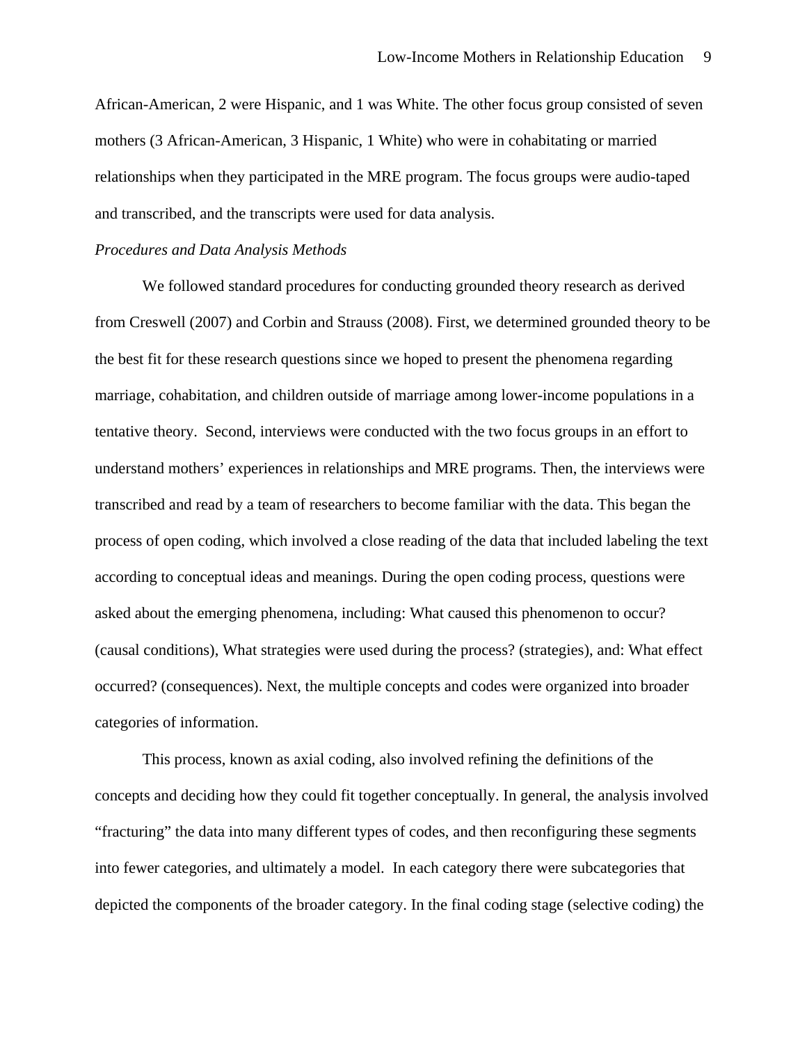African-American, 2 were Hispanic, and 1 was White. The other focus group consisted of seven mothers (3 African-American, 3 Hispanic, 1 White) who were in cohabitating or married relationships when they participated in the MRE program. The focus groups were audio-taped and transcribed, and the transcripts were used for data analysis.

*Procedures and Data Analysis Methods*

We followed standard procedures for conducting grounded theory research as derived from Creswell (2007) and Corbin and Strauss (2008). First, we determined grounded theory to be the best fit for these research questions since we hoped to present the phenomena regarding marriage, cohabitation, and children outside of marriage among lower-income populations in a tentative theory. Second, interviews were conducted with the two focus groups in an effort to understand mothers' experiences in relationships and MRE programs. Then, the interviews were transcribed and read by a team of researchers to become familiar with the data. This began the process of open coding, which involved a close reading of the data that included labeling the text according to conceptual ideas and meanings. During the open coding process, questions were asked about the emerging phenomena, including: What caused this phenomenon to occur? (causal conditions), What strategies were used during the process? (strategies), and: What effect occurred? (consequences). Next, the multiple concepts and codes were organized into broader categories of information.

This process, known as axial coding, also involved refining the definitions of the concepts and deciding how they could fit together conceptually. In general, the analysis involved "fracturing" the data into many different types of codes, and then reconfiguring these segments into fewer categories, and ultimately a model. In each category there were subcategories that depicted the components of the broader category. In the final coding stage (selective coding) the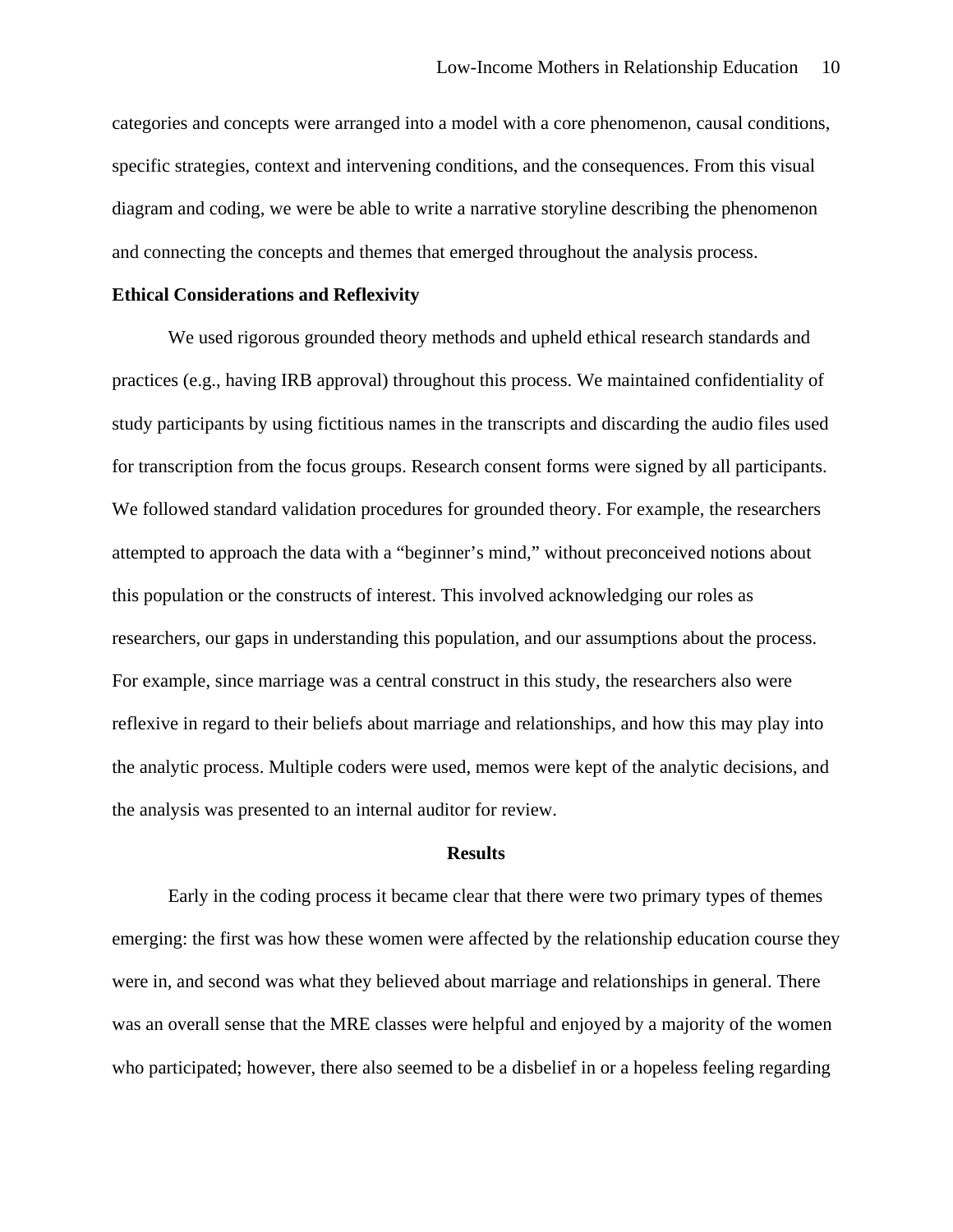categories and concepts were arranged into a model with a core phenomenon, causal conditions, specific strategies, context and intervening conditions, and the consequences. From this visual diagram and coding, we were be able to write a narrative storyline describing the phenomenon and connecting the concepts and themes that emerged throughout the analysis process.

**Ethical Considerations and Reflexivity**

We used rigorous grounded theory methods and upheld ethical research standards and practices (e.g., having IRB approval) throughout this process. We maintained confidentiality of study participants by using fictitious names in the transcripts and discarding the audio files used for transcription from the focus groups. Research consent forms were signed by all participants. We followed standard validation procedures for grounded theory. For example, the researchers attempted to approach the data with a "beginner's mind," without preconceived notions about this population or the constructs of interest. This involved acknowledging our roles as researchers, our gaps in understanding this population, and our assumptions about the process. For example, since marriage was a central construct in this study, the researchers also were reflexive in regard to their beliefs about marriage and relationships, and how this may play into the analytic process. Multiple coders were used, memos were kept of the analytic decisions, and the analysis was presented to an internal auditor for review.

## Results

Early in the coding process it became clear that there were two primary types of themes emerging: the first was how these women were affected by the relationship education course they were in, and second was what they believed about marriage and relationships in general. There was an overall sense that the MRE classes were helpful and enjoyed by a majority of the women who participated; however, there also seemed to be a disbelief in or a hopeless feeling regarding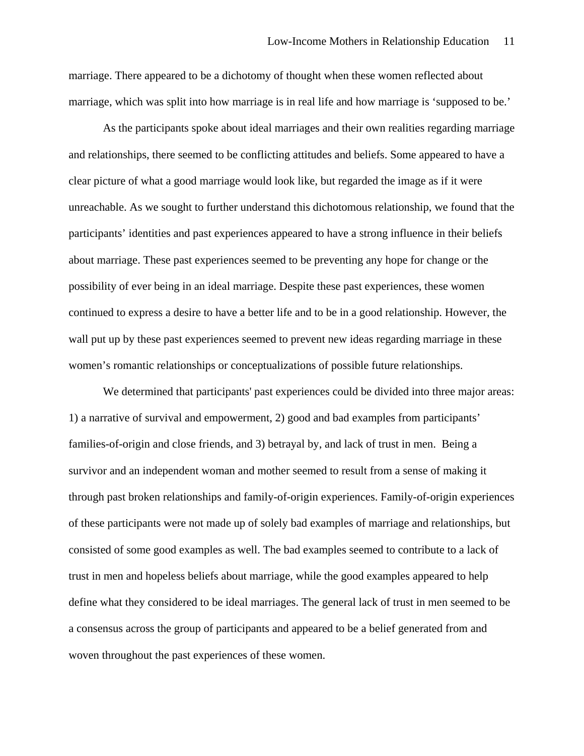marriage. There appeared to be a dichotomy of thought when these women reflected about marriage, which was split into how marriage is in real life and how marriage is 'supposed to be.'

As the participants spoke about ideal marriages and their own realities regarding marriage and relationships, there seemed to be conflicting attitudes and beliefs. Some appeared to have a clear picture of what a good marriage would look like, but regarded the image as if it were unreachable. As we sought to further understand this dichotomous relationship, we found that the participants' identities and past experiences appeared to have a strong influence in their beliefs about marriage. These past experiences seemed to be preventing any hope for change or the possibility of ever being in an ideal marriage. Despite these past experiences, these women continued to express a desire to have a better life and to be in a good relationship. However, the wall put up by these past experiences seemed to prevent new ideas regarding marriage in these women's romantic relationships or conceptualizations of possible future relationships.

We determined that participants' past experiences could be divided into three major areas: 1) a narrative of survival and empowerment, 2) good and bad examples from participants' families-of-origin and close friends, and 3) betrayal by, and lack of trust in men. Being a survivor and an independent woman and mother seemed to result from a sense of making it through past broken relationships and family-of-origin experiences. Family-of-origin experiences of these participants were not made up of solely bad examples of marriage and relationships, but consisted of some good examples as well. The bad examples seemed to contribute to a lack of trust in men and hopeless beliefs about marriage, while the good examples appeared to help define what they considered to be ideal marriages. The general lack of trust in men seemed to be a consensus across the group of participants and appeared to be a belief generated from and woven throughout the past experiences of these women.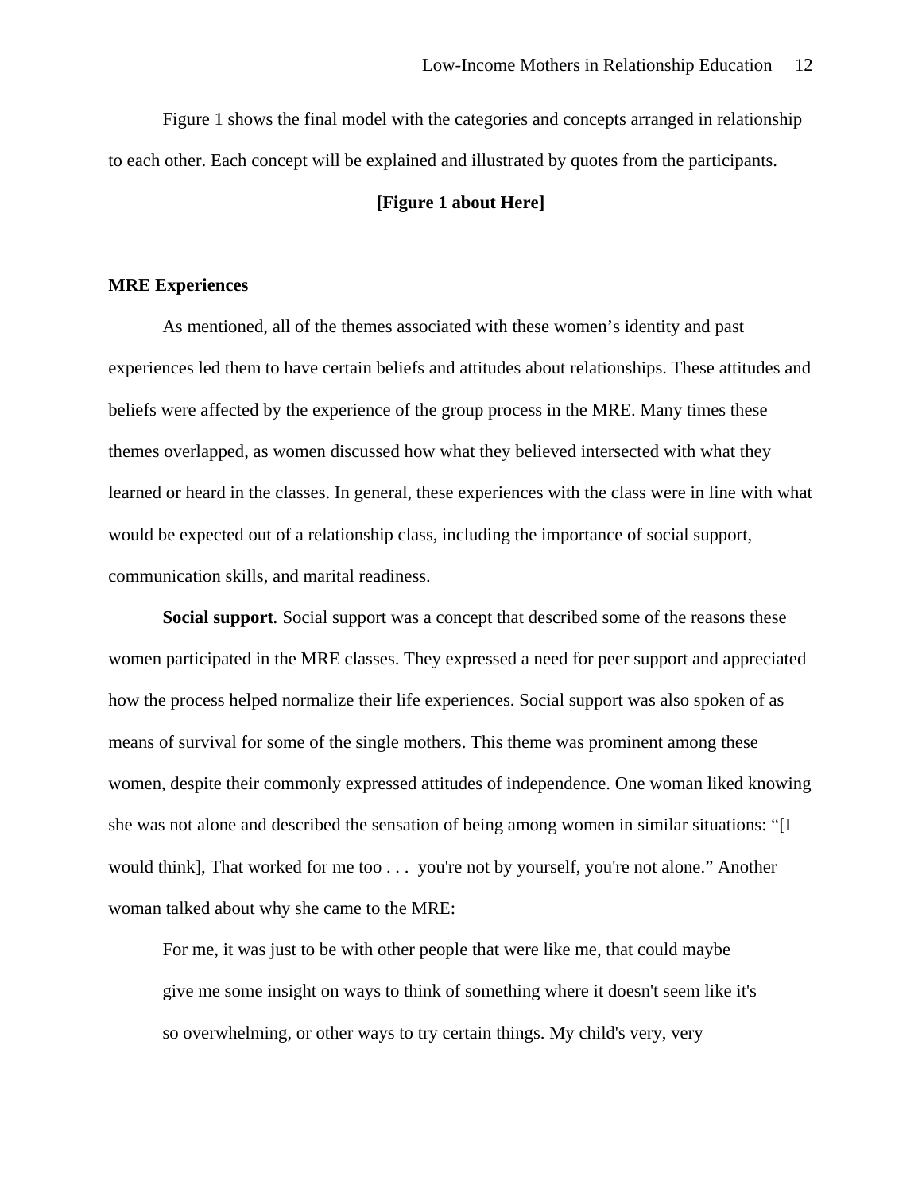Figure 1 shows the final model with the categories and concepts arranged in relationship to each other. Each concept will be explained and illustrated by quotes from the participants.

**[Figure 1 about Here]**

**MRE Experiences**

As mentioned, all of the themes associated with these women's identity and past experiences led them to have certain beliefs and attitudes about relationships. These attitudes and beliefs were affected by the experience of the group process in the MRE. Many times these themes overlapped, as women discussed how what they believed intersected with what they learned or heard in the classes. In general, these experiences with the class were in line with what would be expected out of a relationship class, including the importance of social support, communication skills, and marital readiness.

**Social support**. Social support was a concept that described some of the reasons these women participated in the MRE classes. They expressed a need for peer support and appreciated how the process helped normalize their life experiences. Social support was also spoken of as means of survival for some of the single mothers. This theme was prominent among these women, despite their commonly expressed attitudes of independence. One woman liked knowing she was not alone and described the sensation of being among women in similar situations: "[I would think], That worked for me too . . . you're not by yourself, you're not alone." Another woman talked about why she came to the MRE:

> For me, it was just to be with other people that were like me, that could maybe give me some insight on ways to think of something where it doesn't seem like it's so overwhelming, or other ways to try certain things. My child's very, very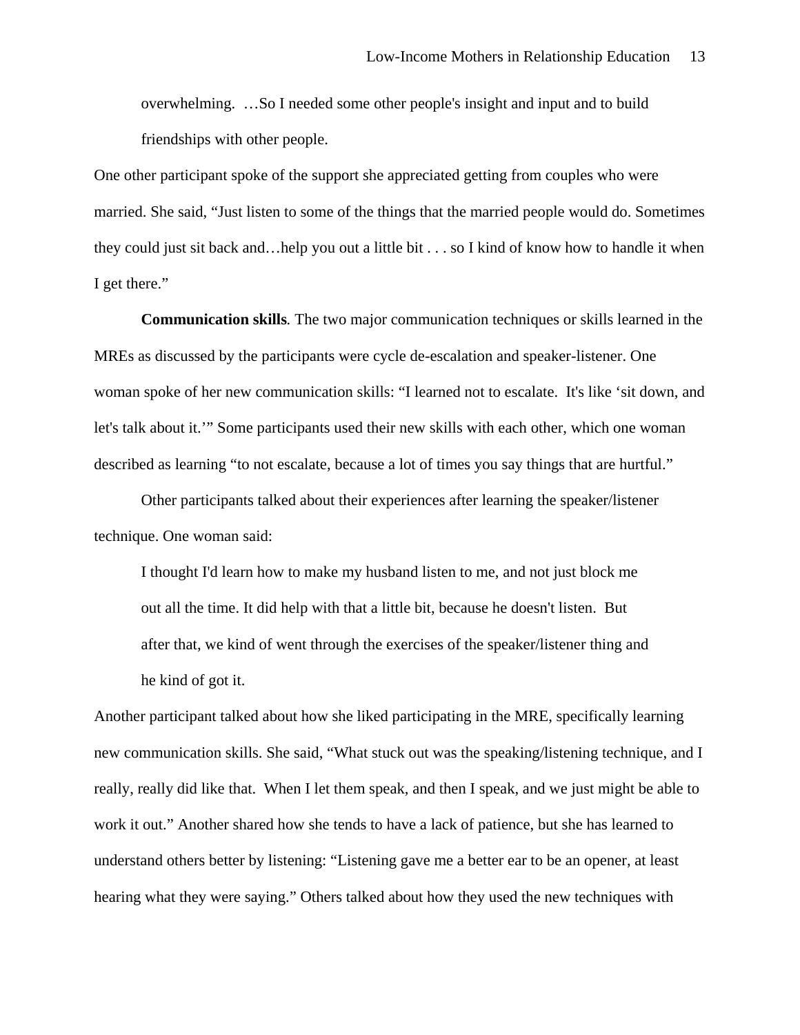> overwhelming. …So I needed some other people's insight and input and to build friendships with other people.

One other participant spoke of the support she appreciated getting from couples who were married. She said, "Just listen to some of the things that the married people would do. Sometimes they could just sit back and…help you out a little bit . . . so I kind of know how to handle it when I get there."

**Communication skills***.* The two major communication techniques or skills learned in the MREs as discussed by the participants were cycle de-escalation and speaker-listener. One woman spoke of her new communication skills: "I learned not to escalate. It's like 'sit down, and let's talk about it.'" Some participants used their new skills with each other, which one woman described as learning "to not escalate, because a lot of times you say things that are hurtful."

Other participants talked about their experiences after learning the speaker/listener technique. One woman said:

> I thought I'd learn how to make my husband listen to me, and not just block me out all the time. It did help with that a little bit, because he doesn't listen. But after that, we kind of went through the exercises of the speaker/listener thing and he kind of got it.

Another participant talked about how she liked participating in the MRE, specifically learning new communication skills. She said, "What stuck out was the speaking/listening technique, and I really, really did like that. When I let them speak, and then I speak, and we just might be able to work it out." Another shared how she tends to have a lack of patience, but she has learned to understand others better by listening: "Listening gave me a better ear to be an opener, at least hearing what they were saying." Others talked about how they used the new techniques with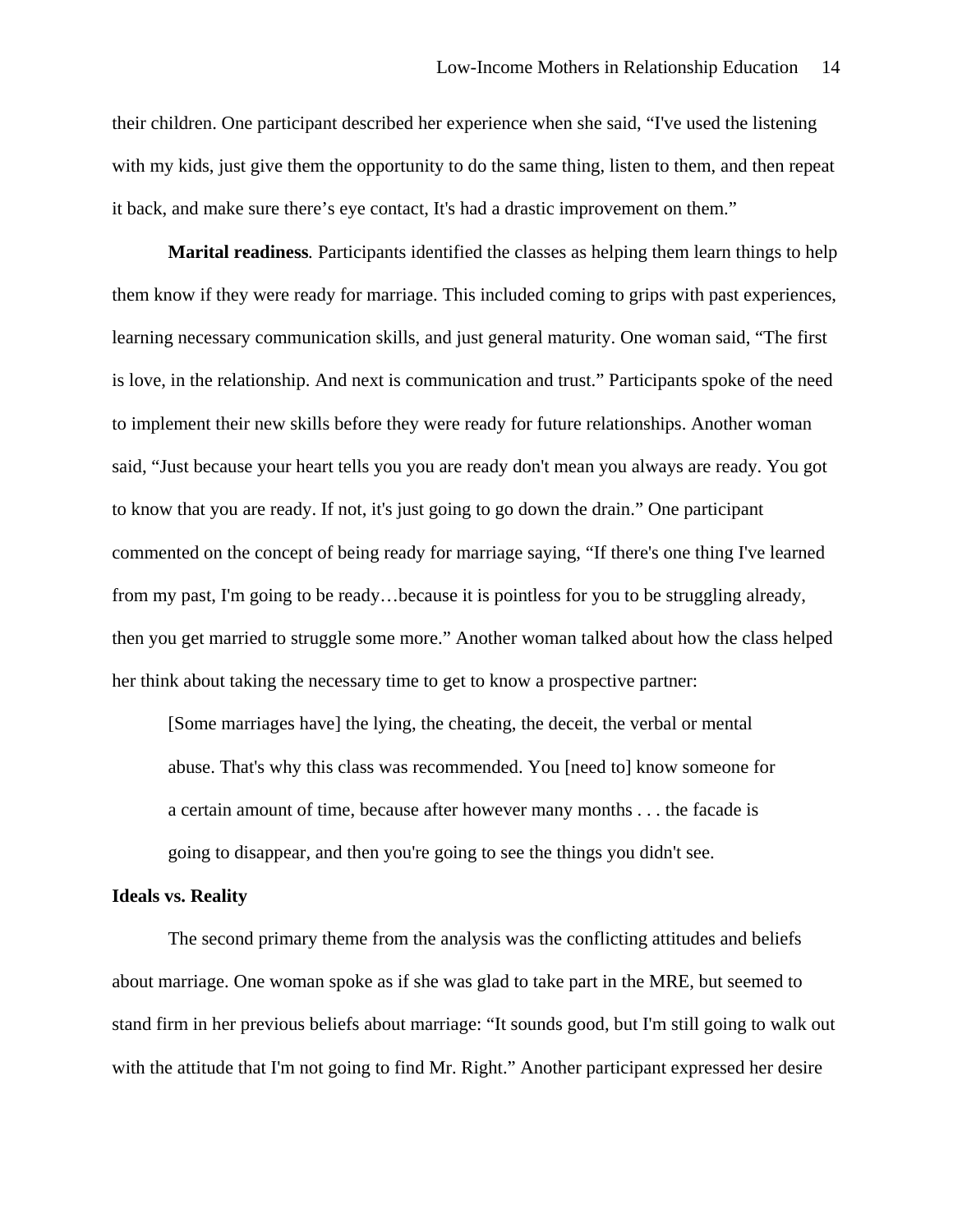their children. One participant described her experience when she said, "I've used the listening with my kids, just give them the opportunity to do the same thing, listen to them, and then repeat it back, and make sure there's eye contact, It's had a drastic improvement on them."

**Marital readiness**. Participants identified the classes as helping them learn things to help them know if they were ready for marriage. This included coming to grips with past experiences, learning necessary communication skills, and just general maturity. One woman said, "The first is love, in the relationship. And next is communication and trust." Participants spoke of the need to implement their new skills before they were ready for future relationships. Another woman said, "Just because your heart tells you you are ready don't mean you always are ready. You got to know that you are ready. If not, it's just going to go down the drain." One participant commented on the concept of being ready for marriage saying, "If there's one thing I've learned from my past, I'm going to be ready…because it is pointless for you to be struggling already, then you get married to struggle some more." Another woman talked about how the class helped her think about taking the necessary time to get to know a prospective partner:

> [Some marriages have] the lying, the cheating, the deceit, the verbal or mental abuse. That's why this class was recommended. You [need to] know someone for a certain amount of time, because after however many months . . . the facade is going to disappear, and then you're going to see the things you didn't see.

## Ideals vs. Reality

The second primary theme from the analysis was the conflicting attitudes and beliefs about marriage. One woman spoke as if she was glad to take part in the MRE, but seemed to stand firm in her previous beliefs about marriage: "It sounds good, but I'm still going to walk out with the attitude that I'm not going to find Mr. Right." Another participant expressed her desire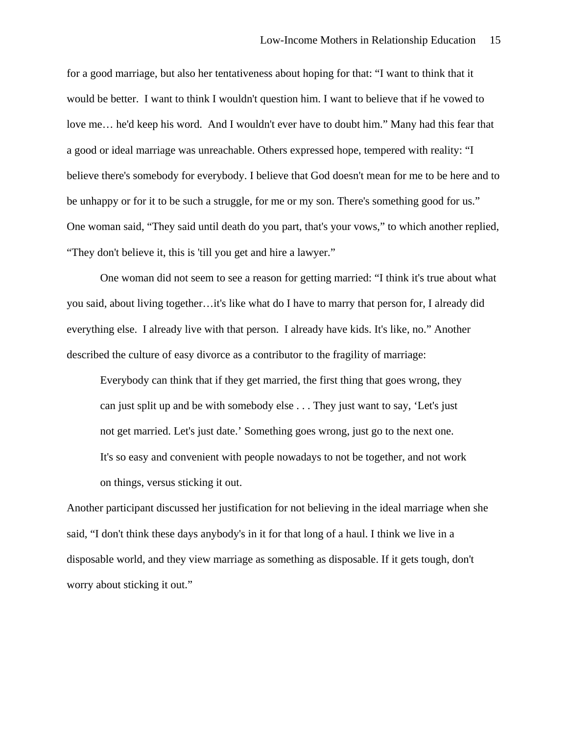for a good marriage, but also her tentativeness about hoping for that: “I want to think that it would be better. I want to think I wouldn't question him. I want to believe that if he vowed to love me… he'd keep his word. And I wouldn't ever have to doubt him.” Many had this fear that a good or ideal marriage was unreachable. Others expressed hope, tempered with reality: “I believe there's somebody for everybody. I believe that God doesn't mean for me to be here and to be unhappy or for it to be such a struggle, for me or my son. There's something good for us.” One woman said, “They said until death do you part, that's your vows,” to which another replied, “They don't believe it, this is 'till you get and hire a lawyer.”

One woman did not seem to see a reason for getting married: “I think it's true about what you said, about living together…it's like what do I have to marry that person for, I already did everything else. I already live with that person. I already have kids. It's like, no.” Another described the culture of easy divorce as a contributor to the fragility of marriage:

> Everybody can think that if they get married, the first thing that goes wrong, they can just split up and be with somebody else . . . They just want to say, ‘Let's just not get married. Let's just date.’ Something goes wrong, just go to the next one. It's so easy and convenient with people nowadays to not be together, and not work on things, versus sticking it out.

Another participant discussed her justification for not believing in the ideal marriage when she said, “I don't think these days anybody's in it for that long of a haul. I think we live in a disposable world, and they view marriage as something as disposable. If it gets tough, don't worry about sticking it out.”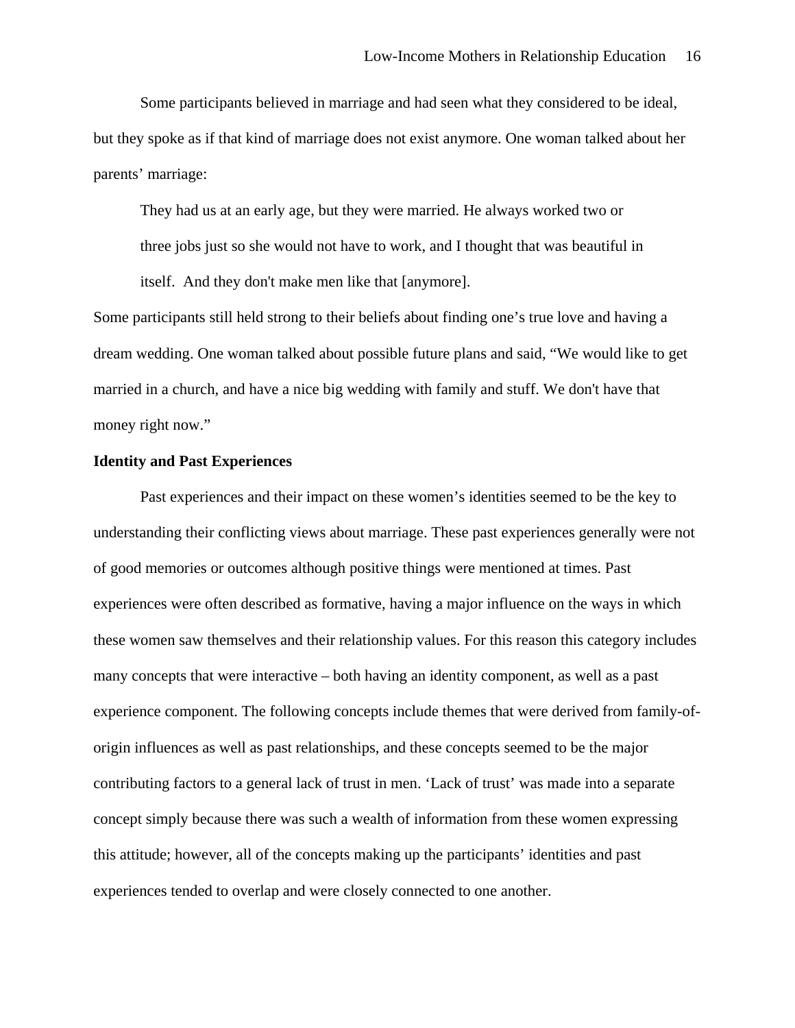Some participants believed in marriage and had seen what they considered to be ideal, but they spoke as if that kind of marriage does not exist anymore. One woman talked about her parents' marriage:

> They had us at an early age, but they were married. He always worked two or three jobs just so she would not have to work, and I thought that was beautiful in itself. And they don't make men like that [anymore].

Some participants still held strong to their beliefs about finding one's true love and having a dream wedding. One woman talked about possible future plans and said, "We would like to get married in a church, and have a nice big wedding with family and stuff. We don't have that money right now."

**Identity and Past Experiences**

Past experiences and their impact on these women's identities seemed to be the key to understanding their conflicting views about marriage. These past experiences generally were not of good memories or outcomes although positive things were mentioned at times. Past experiences were often described as formative, having a major influence on the ways in which these women saw themselves and their relationship values. For this reason this category includes many concepts that were interactive – both having an identity component, as well as a past experience component. The following concepts include themes that were derived from family-of-origin influences as well as past relationships, and these concepts seemed to be the major contributing factors to a general lack of trust in men. 'Lack of trust' was made into a separate concept simply because there was such a wealth of information from these women expressing this attitude; however, all of the concepts making up the participants' identities and past experiences tended to overlap and were closely connected to one another.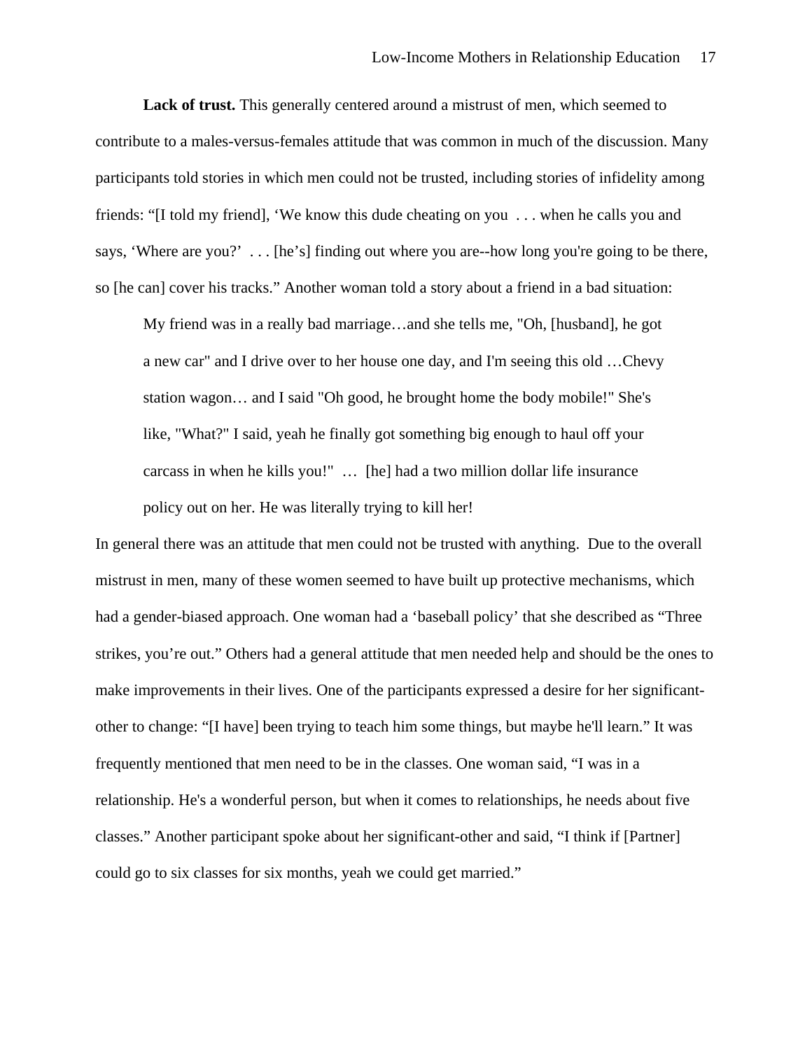**Lack of trust.** This generally centered around a mistrust of men, which seemed to contribute to a males-versus-females attitude that was common in much of the discussion. Many participants told stories in which men could not be trusted, including stories of infidelity among friends: "[I told my friend], 'We know this dude cheating on you . . . when he calls you and says, 'Where are you?' . . . [he's] finding out where you are--how long you're going to be there, so [he can] cover his tracks." Another woman told a story about a friend in a bad situation:

> My friend was in a really bad marriage…and she tells me, "Oh, [husband], he got a new car" and I drive over to her house one day, and I'm seeing this old …Chevy station wagon… and I said "Oh good, he brought home the body mobile!" She's like, "What?" I said, yeah he finally got something big enough to haul off your carcass in when he kills you!" … [he] had a two million dollar life insurance policy out on her. He was literally trying to kill her!

In general there was an attitude that men could not be trusted with anything. Due to the overall mistrust in men, many of these women seemed to have built up protective mechanisms, which had a gender-biased approach. One woman had a 'baseball policy' that she described as "Three strikes, you're out." Others had a general attitude that men needed help and should be the ones to make improvements in their lives. One of the participants expressed a desire for her significant-other to change: "[I have] been trying to teach him some things, but maybe he'll learn." It was frequently mentioned that men need to be in the classes. One woman said, "I was in a relationship. He's a wonderful person, but when it comes to relationships, he needs about five classes." Another participant spoke about her significant-other and said, "I think if [Partner] could go to six classes for six months, yeah we could get married."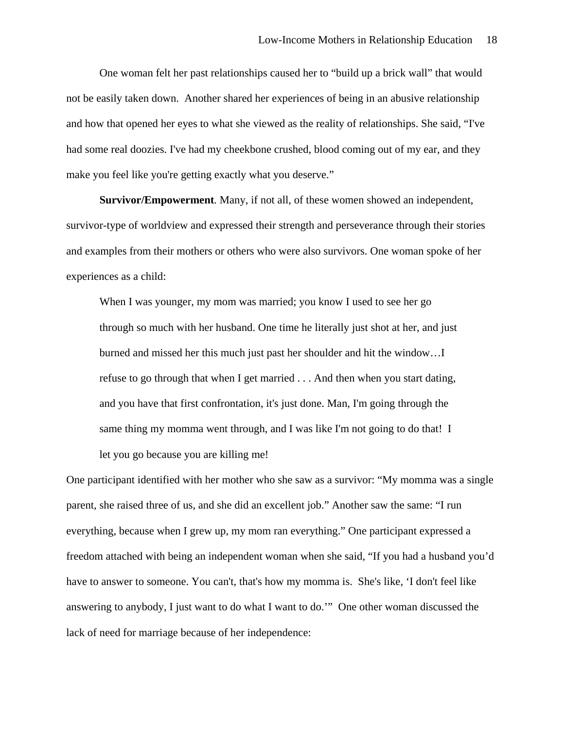One woman felt her past relationships caused her to "build up a brick wall" that would not be easily taken down. Another shared her experiences of being in an abusive relationship and how that opened her eyes to what she viewed as the reality of relationships. She said, "I've had some real doozies. I've had my cheekbone crushed, blood coming out of my ear, and they make you feel like you're getting exactly what you deserve."

**Survivor/Empowerment**. Many, if not all, of these women showed an independent, survivor-type of worldview and expressed their strength and perseverance through their stories and examples from their mothers or others who were also survivors. One woman spoke of her experiences as a child:

> When I was younger, my mom was married; you know I used to see her go through so much with her husband. One time he literally just shot at her, and just burned and missed her this much just past her shoulder and hit the window…I refuse to go through that when I get married . . . And then when you start dating, and you have that first confrontation, it's just done. Man, I'm going through the same thing my momma went through, and I was like I'm not going to do that! I let you go because you are killing me!

One participant identified with her mother who she saw as a survivor: "My momma was a single parent, she raised three of us, and she did an excellent job." Another saw the same: "I run everything, because when I grew up, my mom ran everything." One participant expressed a freedom attached with being an independent woman when she said, "If you had a husband you'd have to answer to someone. You can't, that's how my momma is. She's like, 'I don't feel like answering to anybody, I just want to do what I want to do.'" One other woman discussed the lack of need for marriage because of her independence: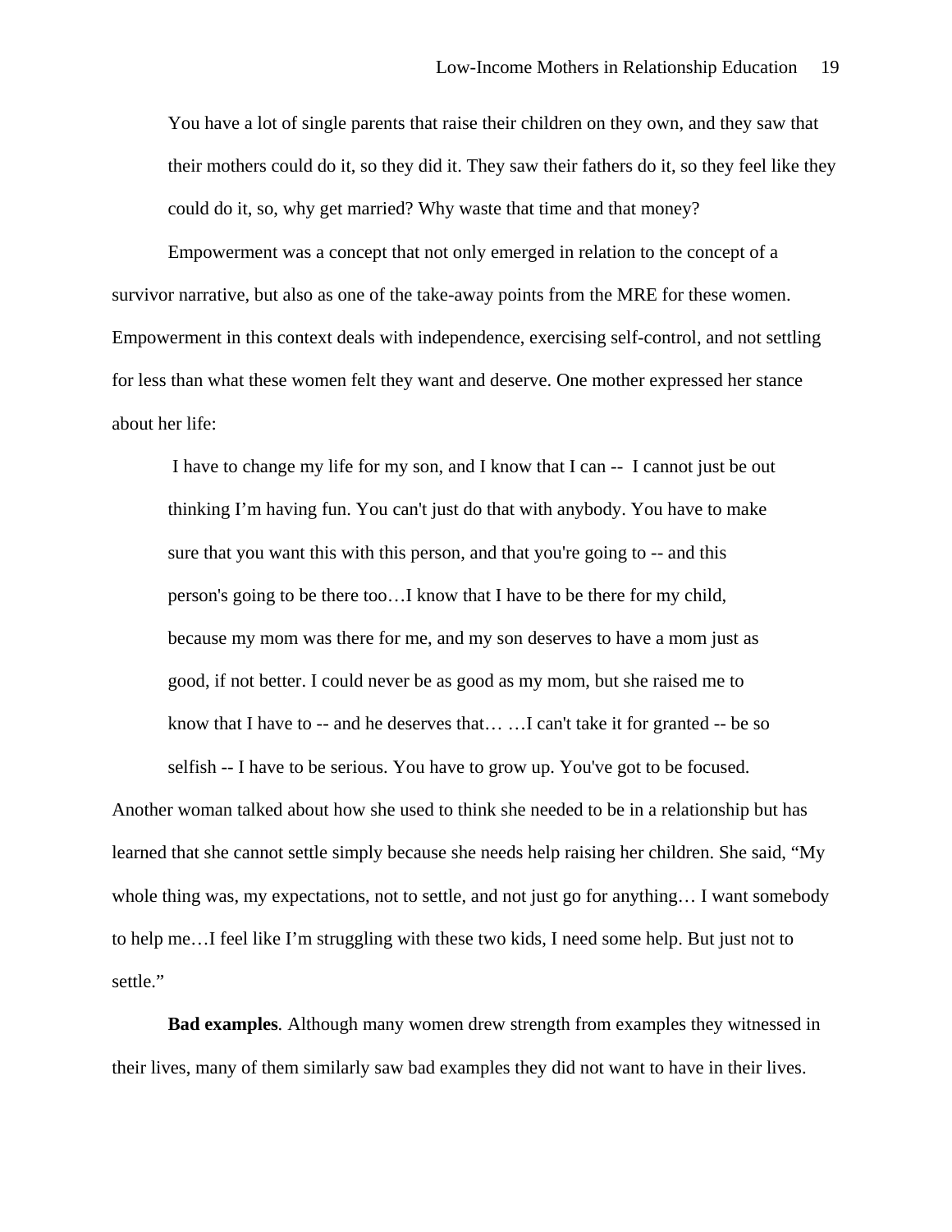> You have a lot of single parents that raise their children on they own, and they saw that their mothers could do it, so they did it. They saw their fathers do it, so they feel like they could do it, so, why get married? Why waste that time and that money?

Empowerment was a concept that not only emerged in relation to the concept of a survivor narrative, but also as one of the take-away points from the MRE for these women. Empowerment in this context deals with independence, exercising self-control, and not settling for less than what these women felt they want and deserve. One mother expressed her stance about her life:

> I have to change my life for my son, and I know that I can -- I cannot just be out thinking I'm having fun. You can't just do that with anybody. You have to make sure that you want this with this person, and that you're going to -- and this person's going to be there too…I know that I have to be there for my child, because my mom was there for me, and my son deserves to have a mom just as good, if not better. I could never be as good as my mom, but she raised me to know that I have to -- and he deserves that… …I can't take it for granted -- be so selfish -- I have to be serious. You have to grow up. You've got to be focused.

Another woman talked about how she used to think she needed to be in a relationship but has learned that she cannot settle simply because she needs help raising her children. She said, "My whole thing was, my expectations, not to settle, and not just go for anything… I want somebody to help me…I feel like I'm struggling with these two kids, I need some help. But just not to settle."

**Bad examples**. Although many women drew strength from examples they witnessed in their lives, many of them similarly saw bad examples they did not want to have in their lives.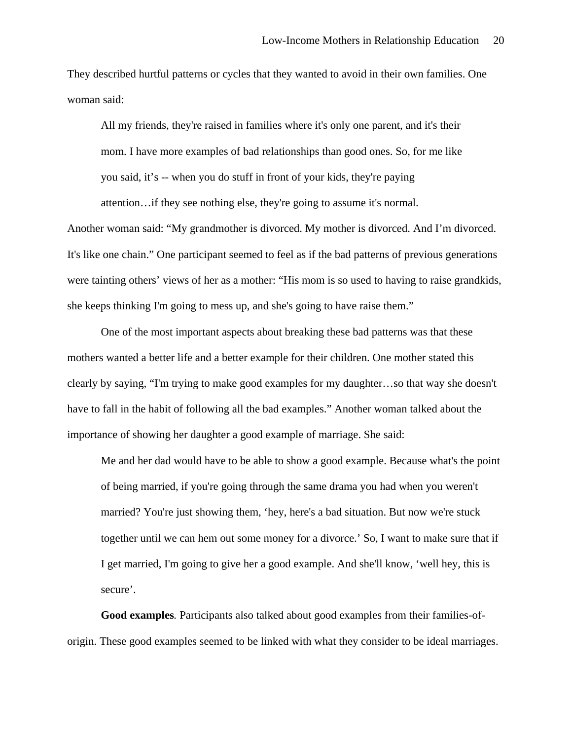They described hurtful patterns or cycles that they wanted to avoid in their own families. One woman said:

> All my friends, they're raised in families where it's only one parent, and it's their mom. I have more examples of bad relationships than good ones. So, for me like you said, it’s -- when you do stuff in front of your kids, they're paying attention…if they see nothing else, they're going to assume it's normal.

Another woman said: “My grandmother is divorced. My mother is divorced. And I’m divorced. It's like one chain.” One participant seemed to feel as if the bad patterns of previous generations were tainting others’ views of her as a mother: “His mom is so used to having to raise grandkids, she keeps thinking I'm going to mess up, and she's going to have raise them.”

One of the most important aspects about breaking these bad patterns was that these mothers wanted a better life and a better example for their children. One mother stated this clearly by saying, “I'm trying to make good examples for my daughter…so that way she doesn't have to fall in the habit of following all the bad examples.” Another woman talked about the importance of showing her daughter a good example of marriage. She said:

> Me and her dad would have to be able to show a good example. Because what's the point of being married, if you're going through the same drama you had when you weren't married? You're just showing them, ‘hey, here's a bad situation. But now we're stuck together until we can hem out some money for a divorce.’ So, I want to make sure that if I get married, I'm going to give her a good example. And she'll know, ‘well hey, this is secure’.

**Good examples***.* Participants also talked about good examples from their families-of-origin. These good examples seemed to be linked with what they consider to be ideal marriages.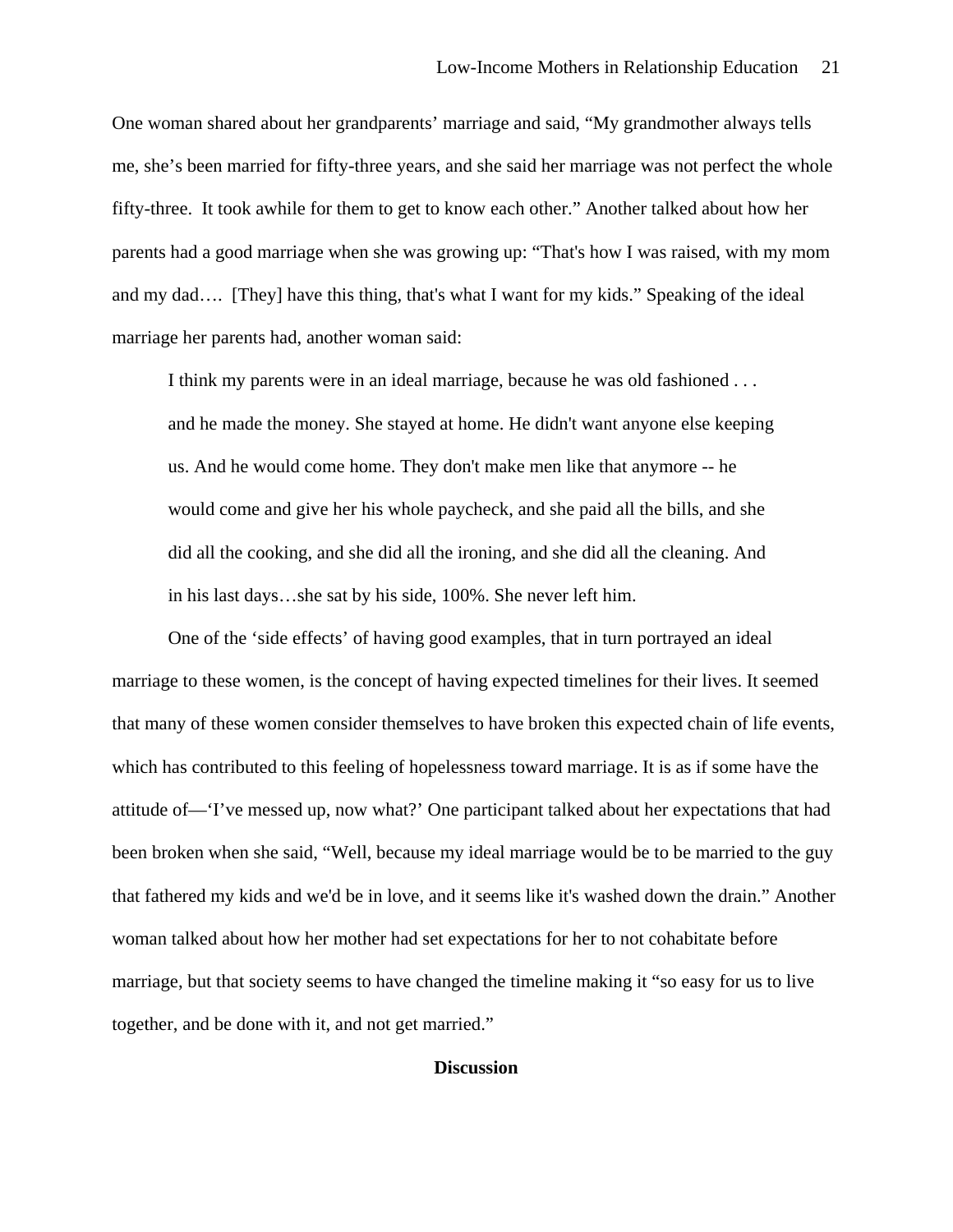One woman shared about her grandparents' marriage and said, "My grandmother always tells me, she's been married for fifty-three years, and she said her marriage was not perfect the whole fifty-three. It took awhile for them to get to know each other." Another talked about how her parents had a good marriage when she was growing up: "That's how I was raised, with my mom and my dad…. [They] have this thing, that's what I want for my kids." Speaking of the ideal marriage her parents had, another woman said:

> I think my parents were in an ideal marriage, because he was old fashioned . . . and he made the money. She stayed at home. He didn't want anyone else keeping us. And he would come home. They don't make men like that anymore -- he would come and give her his whole paycheck, and she paid all the bills, and she did all the cooking, and she did all the ironing, and she did all the cleaning. And in his last days…she sat by his side, 100%. She never left him.

One of the 'side effects' of having good examples, that in turn portrayed an ideal marriage to these women, is the concept of having expected timelines for their lives. It seemed that many of these women consider themselves to have broken this expected chain of life events, which has contributed to this feeling of hopelessness toward marriage. It is as if some have the attitude of—'I've messed up, now what?' One participant talked about her expectations that had been broken when she said, "Well, because my ideal marriage would be to be married to the guy that fathered my kids and we'd be in love, and it seems like it's washed down the drain." Another woman talked about how her mother had set expectations for her to not cohabitate before marriage, but that society seems to have changed the timeline making it "so easy for us to live together, and be done with it, and not get married."

## Discussion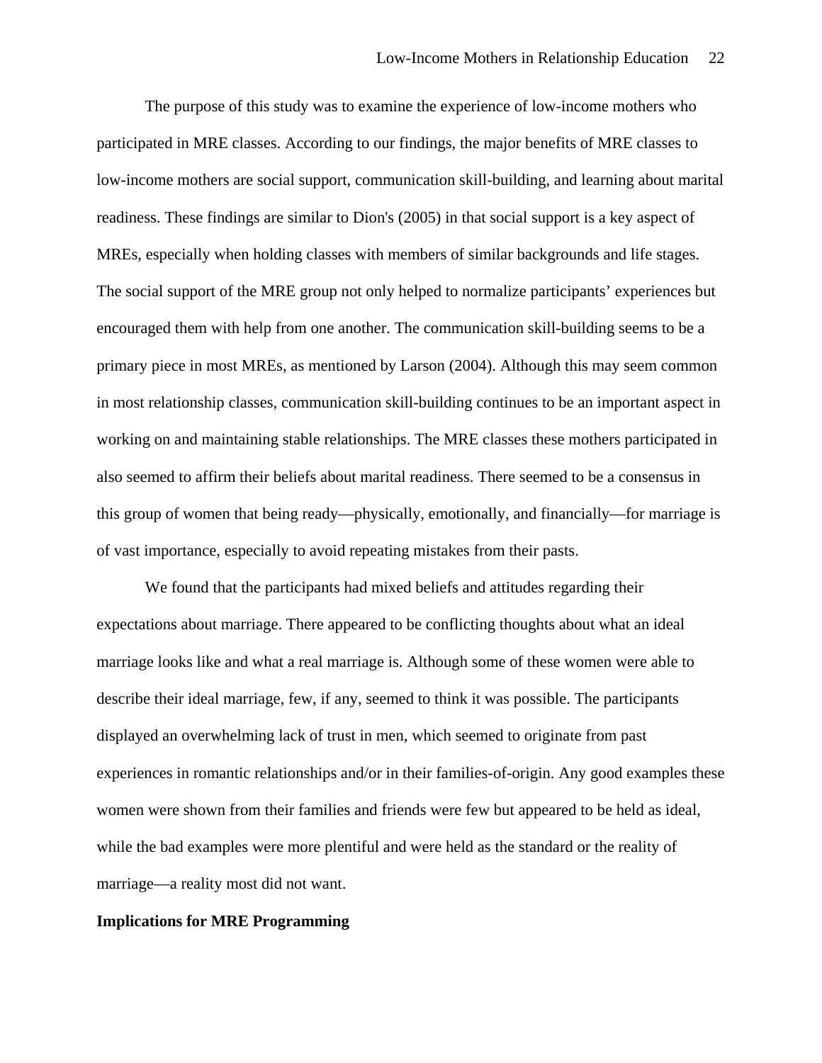The purpose of this study was to examine the experience of low-income mothers who participated in MRE classes. According to our findings, the major benefits of MRE classes to low-income mothers are social support, communication skill-building, and learning about marital readiness. These findings are similar to Dion's (2005) in that social support is a key aspect of MREs, especially when holding classes with members of similar backgrounds and life stages. The social support of the MRE group not only helped to normalize participants' experiences but encouraged them with help from one another. The communication skill-building seems to be a primary piece in most MREs, as mentioned by Larson (2004). Although this may seem common in most relationship classes, communication skill-building continues to be an important aspect in working on and maintaining stable relationships. The MRE classes these mothers participated in also seemed to affirm their beliefs about marital readiness. There seemed to be a consensus in this group of women that being ready—physically, emotionally, and financially—for marriage is of vast importance, especially to avoid repeating mistakes from their pasts.

We found that the participants had mixed beliefs and attitudes regarding their expectations about marriage. There appeared to be conflicting thoughts about what an ideal marriage looks like and what a real marriage is. Although some of these women were able to describe their ideal marriage, few, if any, seemed to think it was possible. The participants displayed an overwhelming lack of trust in men, which seemed to originate from past experiences in romantic relationships and/or in their families-of-origin. Any good examples these women were shown from their families and friends were few but appeared to be held as ideal, while the bad examples were more plentiful and were held as the standard or the reality of marriage—a reality most did not want.

**Implications for MRE Programming**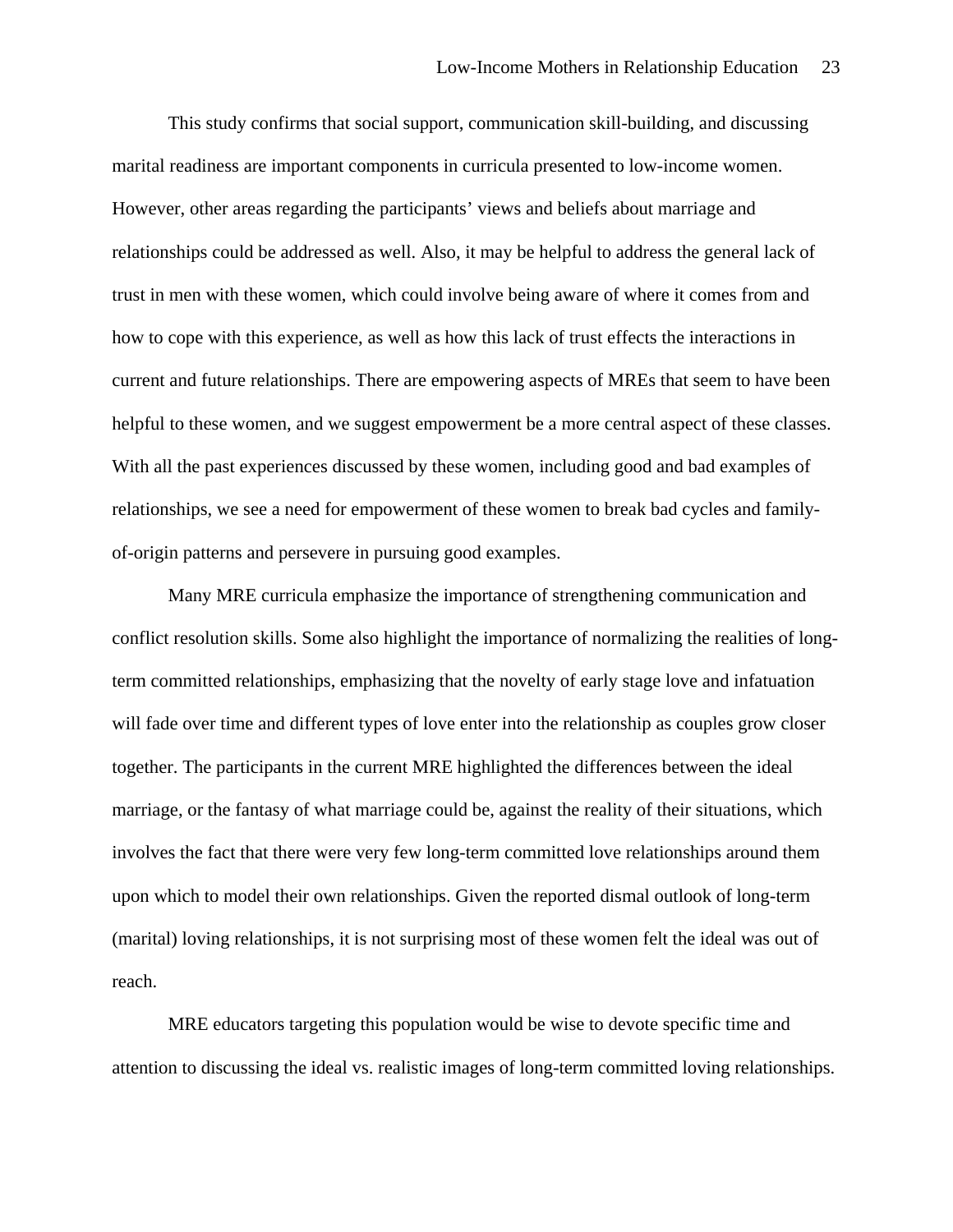This study confirms that social support, communication skill-building, and discussing marital readiness are important components in curricula presented to low-income women. However, other areas regarding the participants' views and beliefs about marriage and relationships could be addressed as well. Also, it may be helpful to address the general lack of trust in men with these women, which could involve being aware of where it comes from and how to cope with this experience, as well as how this lack of trust effects the interactions in current and future relationships. There are empowering aspects of MREs that seem to have been helpful to these women, and we suggest empowerment be a more central aspect of these classes. With all the past experiences discussed by these women, including good and bad examples of relationships, we see a need for empowerment of these women to break bad cycles and family-of-origin patterns and persevere in pursuing good examples.

Many MRE curricula emphasize the importance of strengthening communication and conflict resolution skills. Some also highlight the importance of normalizing the realities of long-term committed relationships, emphasizing that the novelty of early stage love and infatuation will fade over time and different types of love enter into the relationship as couples grow closer together. The participants in the current MRE highlighted the differences between the ideal marriage, or the fantasy of what marriage could be, against the reality of their situations, which involves the fact that there were very few long-term committed love relationships around them upon which to model their own relationships. Given the reported dismal outlook of long-term (marital) loving relationships, it is not surprising most of these women felt the ideal was out of reach.

MRE educators targeting this population would be wise to devote specific time and attention to discussing the ideal vs. realistic images of long-term committed loving relationships.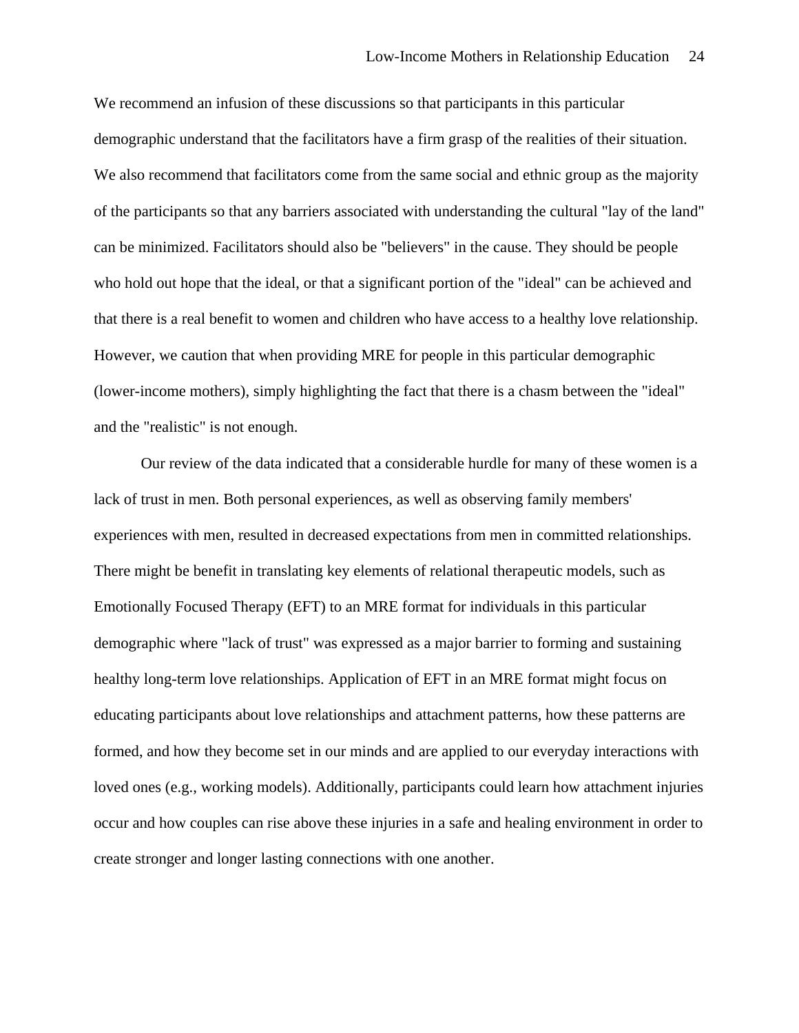We recommend an infusion of these discussions so that participants in this particular demographic understand that the facilitators have a firm grasp of the realities of their situation. We also recommend that facilitators come from the same social and ethnic group as the majority of the participants so that any barriers associated with understanding the cultural "lay of the land" can be minimized. Facilitators should also be "believers" in the cause. They should be people who hold out hope that the ideal, or that a significant portion of the "ideal" can be achieved and that there is a real benefit to women and children who have access to a healthy love relationship. However, we caution that when providing MRE for people in this particular demographic (lower-income mothers), simply highlighting the fact that there is a chasm between the "ideal" and the "realistic" is not enough.

Our review of the data indicated that a considerable hurdle for many of these women is a lack of trust in men. Both personal experiences, as well as observing family members' experiences with men, resulted in decreased expectations from men in committed relationships. There might be benefit in translating key elements of relational therapeutic models, such as Emotionally Focused Therapy (EFT) to an MRE format for individuals in this particular demographic where "lack of trust" was expressed as a major barrier to forming and sustaining healthy long-term love relationships. Application of EFT in an MRE format might focus on educating participants about love relationships and attachment patterns, how these patterns are formed, and how they become set in our minds and are applied to our everyday interactions with loved ones (e.g., working models). Additionally, participants could learn how attachment injuries occur and how couples can rise above these injuries in a safe and healing environment in order to create stronger and longer lasting connections with one another.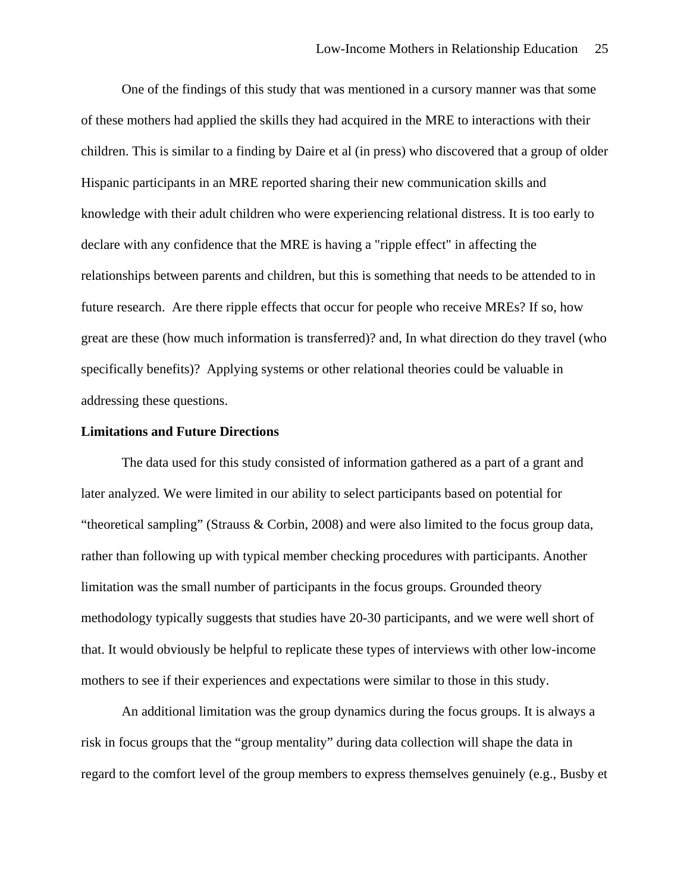One of the findings of this study that was mentioned in a cursory manner was that some of these mothers had applied the skills they had acquired in the MRE to interactions with their children. This is similar to a finding by Daire et al (in press) who discovered that a group of older Hispanic participants in an MRE reported sharing their new communication skills and knowledge with their adult children who were experiencing relational distress. It is too early to declare with any confidence that the MRE is having a "ripple effect" in affecting the relationships between parents and children, but this is something that needs to be attended to in future research. Are there ripple effects that occur for people who receive MREs? If so, how great are these (how much information is transferred)? and, In what direction do they travel (who specifically benefits)? Applying systems or other relational theories could be valuable in addressing these questions.

**Limitations and Future Directions**

The data used for this study consisted of information gathered as a part of a grant and later analyzed. We were limited in our ability to select participants based on potential for "theoretical sampling" (Strauss & Corbin, 2008) and were also limited to the focus group data, rather than following up with typical member checking procedures with participants. Another limitation was the small number of participants in the focus groups. Grounded theory methodology typically suggests that studies have 20-30 participants, and we were well short of that. It would obviously be helpful to replicate these types of interviews with other low-income mothers to see if their experiences and expectations were similar to those in this study.

An additional limitation was the group dynamics during the focus groups. It is always a risk in focus groups that the "group mentality" during data collection will shape the data in regard to the comfort level of the group members to express themselves genuinely (e.g., Busby et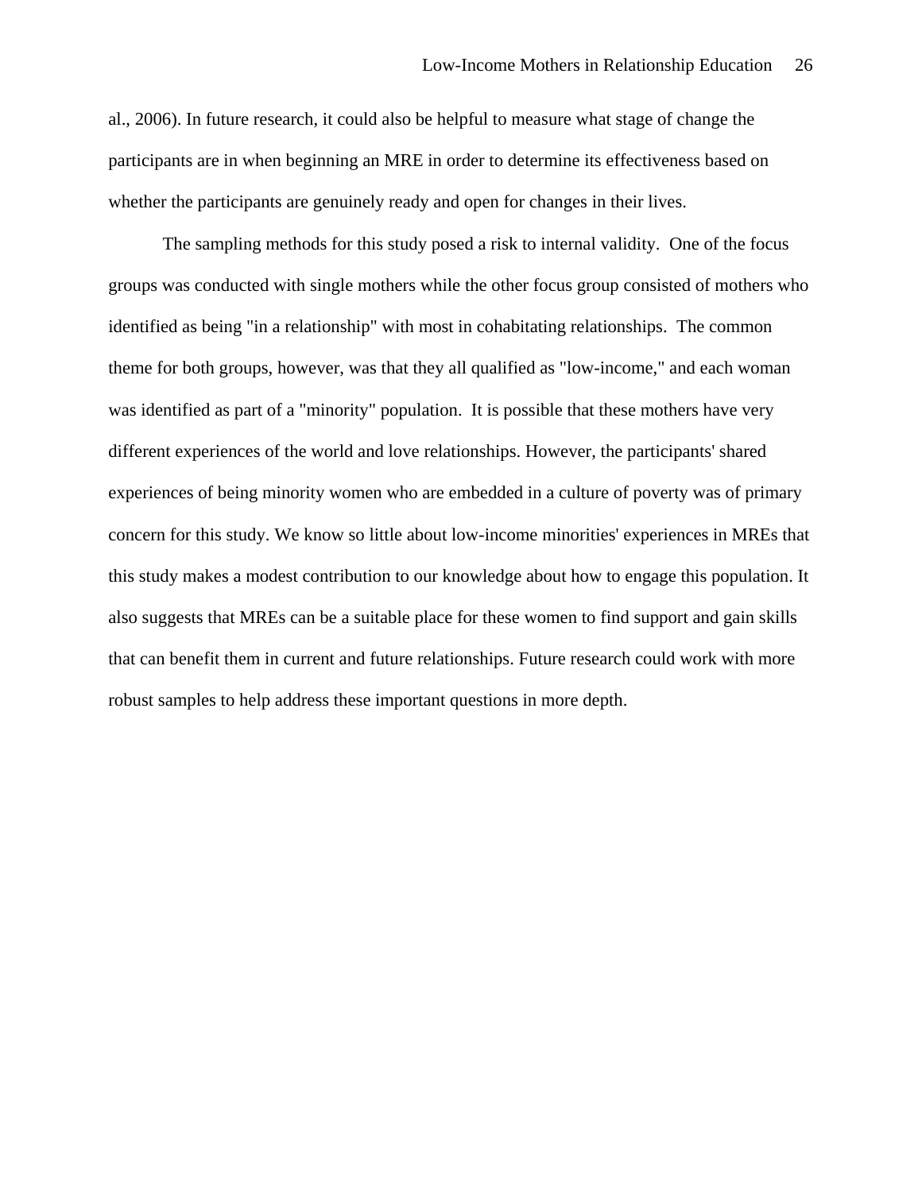al., 2006). In future research, it could also be helpful to measure what stage of change the participants are in when beginning an MRE in order to determine its effectiveness based on whether the participants are genuinely ready and open for changes in their lives.

The sampling methods for this study posed a risk to internal validity.  One of the focus groups was conducted with single mothers while the other focus group consisted of mothers who identified as being "in a relationship" with most in cohabitating relationships.  The common theme for both groups, however, was that they all qualified as "low-income," and each woman was identified as part of a "minority" population.  It is possible that these mothers have very different experiences of the world and love relationships. However, the participants' shared experiences of being minority women who are embedded in a culture of poverty was of primary concern for this study. We know so little about low-income minorities' experiences in MREs that this study makes a modest contribution to our knowledge about how to engage this population. It also suggests that MREs can be a suitable place for these women to find support and gain skills that can benefit them in current and future relationships. Future research could work with more robust samples to help address these important questions in more depth.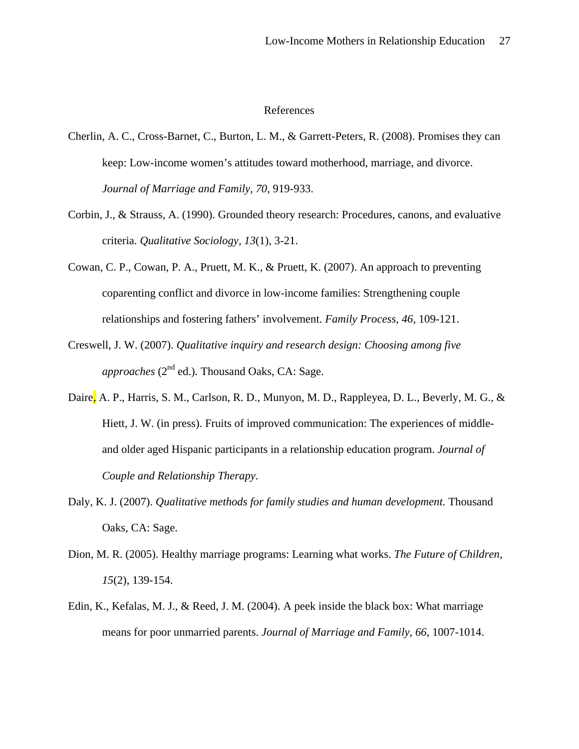# References

Cherlin, A. C., Cross-Barnet, C., Burton, L. M., & Garrett-Peters, R. (2008). Promises they can keep: Low-income women's attitudes toward motherhood, marriage, and divorce. *Journal of Marriage and Family, 70*, 919-933.

Corbin, J., & Strauss, A. (1990). Grounded theory research: Procedures, canons, and evaluative criteria. *Qualitative Sociology, 13*(1), 3-21.

Cowan, C. P., Cowan, P. A., Pruett, M. K., & Pruett, K. (2007). An approach to preventing coparenting conflict and divorce in low-income families: Strengthening couple relationships and fostering fathers' involvement. *Family Process, 46,* 109-121.

Creswell, J. W. (2007). *Qualitative inquiry and research design: Choosing among five approaches* (2nd ed.). Thousand Oaks, CA: Sage.

Daire, A. P., Harris, S. M., Carlson, R. D., Munyon, M. D., Rappleyea, D. L., Beverly, M. G., & Hiett, J. W. (in press). Fruits of improved communication: The experiences of middle- and older aged Hispanic participants in a relationship education program. *Journal of Couple and Relationship Therapy.*

Daly, K. J. (2007). *Qualitative methods for family studies and human development.* Thousand Oaks, CA: Sage.

Dion, M. R. (2005). Healthy marriage programs: Learning what works. *The Future of Children, 15*(2), 139-154.

Edin, K., Kefalas, M. J., & Reed, J. M. (2004). A peek inside the black box: What marriage means for poor unmarried parents. *Journal of Marriage and Family, 66*, 1007-1014.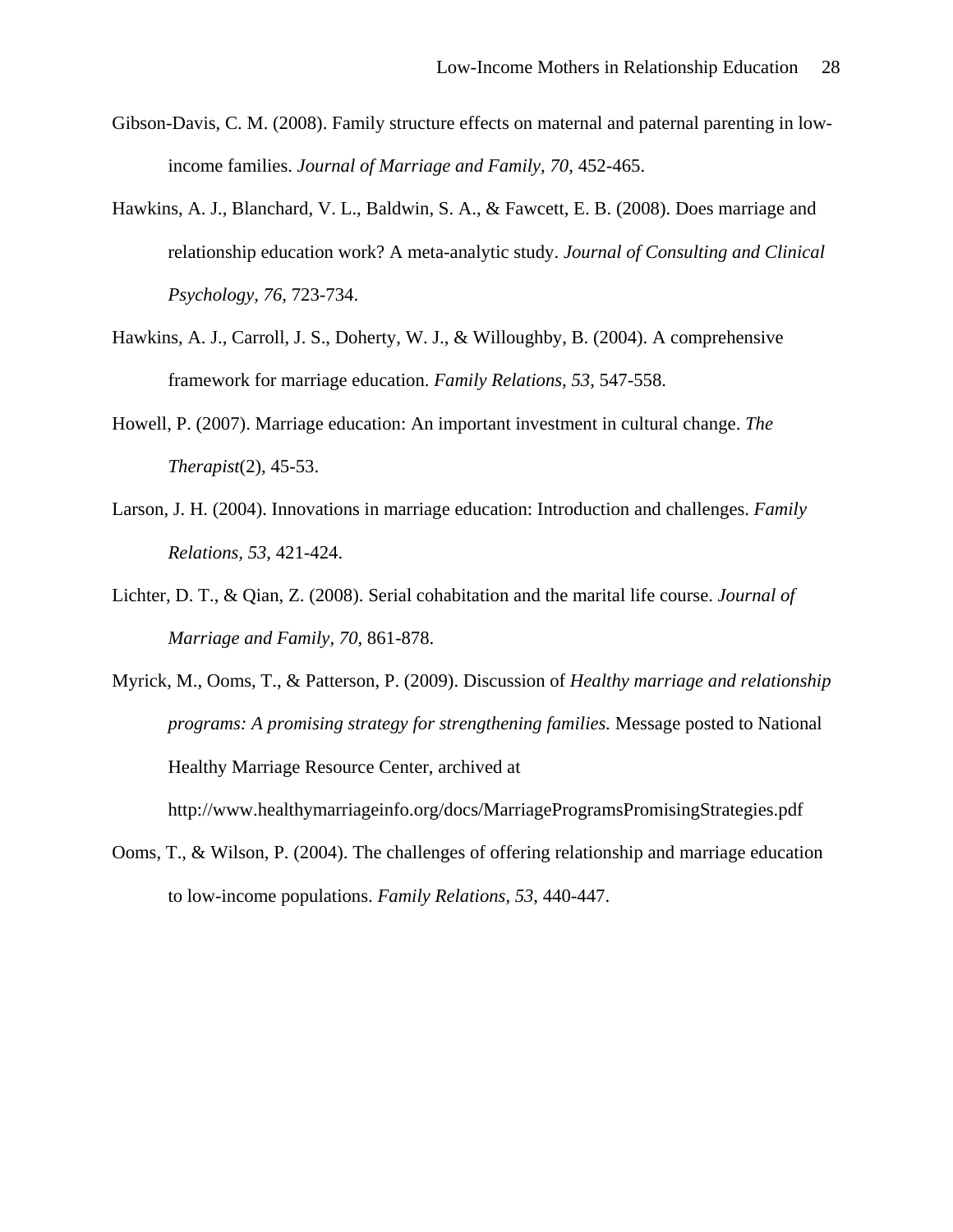Gibson-Davis, C. M. (2008). Family structure effects on maternal and paternal parenting in low-income families. *Journal of Marriage and Family, 70,* 452-465.

Hawkins, A. J., Blanchard, V. L., Baldwin, S. A., & Fawcett, E. B. (2008). Does marriage and relationship education work? A meta-analytic study. *Journal of Consulting and Clinical Psychology, 76*, 723-734.

Hawkins, A. J., Carroll, J. S., Doherty, W. J., & Willoughby, B. (2004). A comprehensive framework for marriage education. *Family Relations, 53*, 547-558.

Howell, P. (2007). Marriage education: An important investment in cultural change. *The Therapist*(2), 45-53.

Larson, J. H. (2004). Innovations in marriage education: Introduction and challenges. *Family Relations, 53*, 421-424.

Lichter, D. T., & Qian, Z. (2008). Serial cohabitation and the marital life course. *Journal of Marriage and Family, 70*, 861-878.

Myrick, M., Ooms, T., & Patterson, P. (2009). Discussion of *Healthy marriage and relationship programs: A promising strategy for strengthening families.* Message posted to National Healthy Marriage Resource Center, archived at http://www.healthymarriageinfo.org/docs/MarriageProgramsPromisingStrategies.pdf

Ooms, T., & Wilson, P. (2004). The challenges of offering relationship and marriage education to low-income populations. *Family Relations, 53*, 440-447.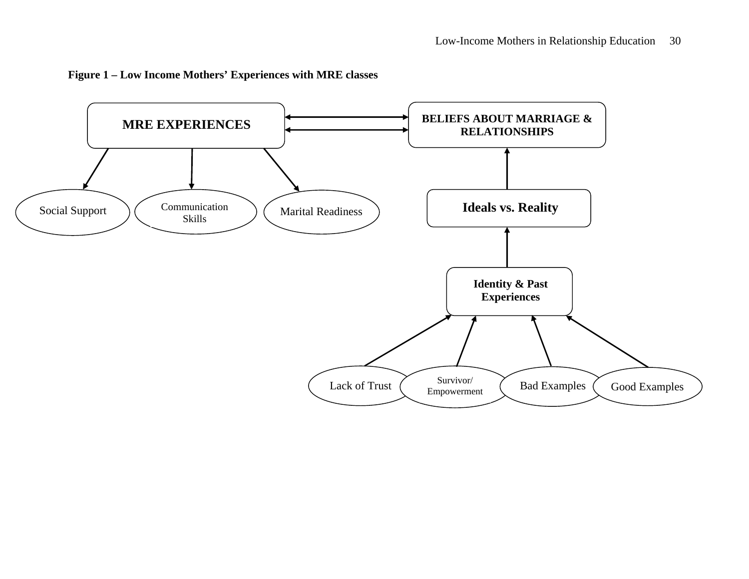**Figure 1 – Low Income Mothers' Experiences with MRE classes**

MRE EXPERIENCES

BELIEFS ABOUT MARRIAGE & RELATIONSHIPS

Social Support

Communication Skills

Marital Readiness

Ideals vs. Reality

Identity & Past Experiences

Lack of Trust

Survivor/ Empowerment

Bad Examples

Good Examples